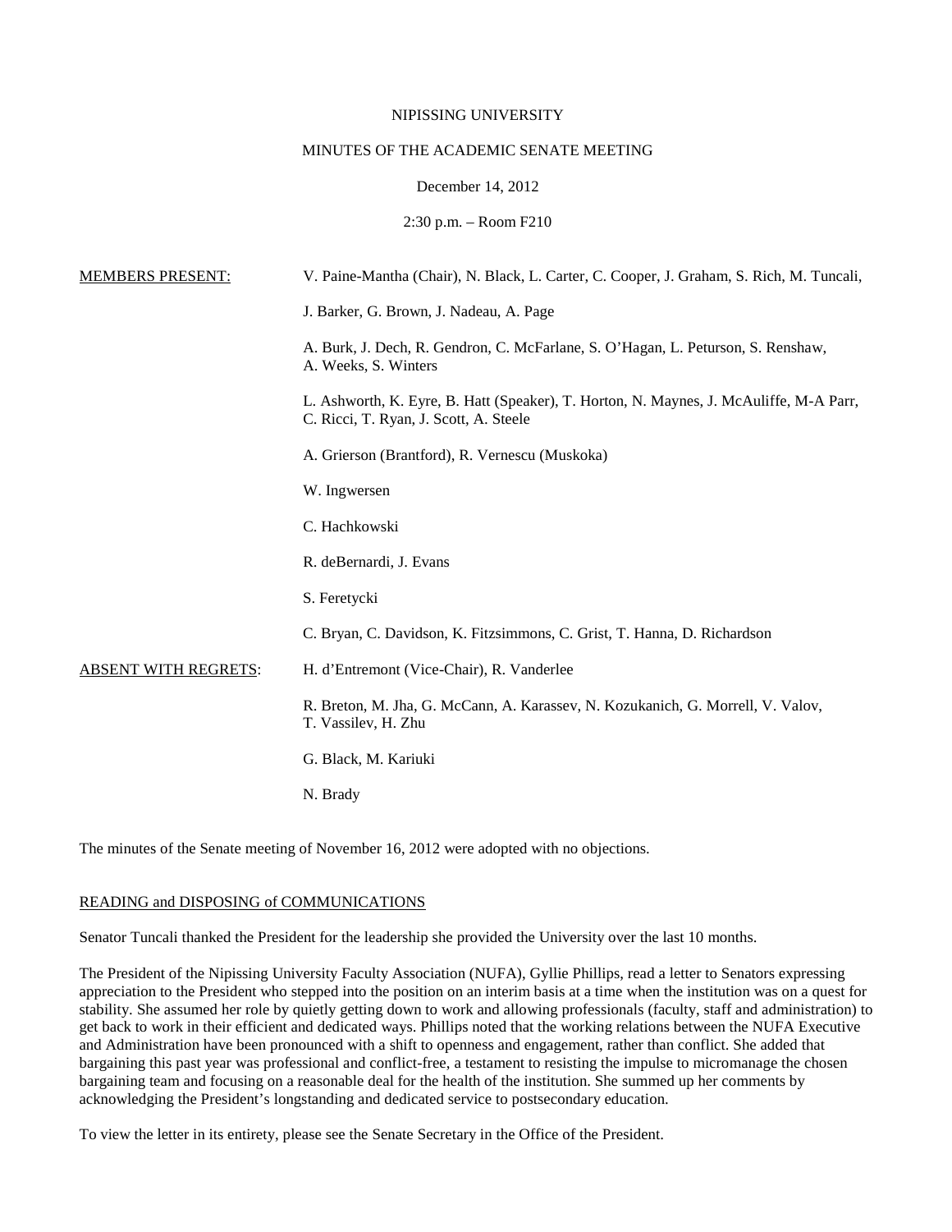NIPISSING UNIVERSITY

MINUTES OF THE ACADEMIC SENATE MEETING

December 14, 2012

2:30 p.m. – Room F210

| | |
|---|---|
| MEMBERS PRESENT: | V. Paine-Mantha (Chair), N. Black, L. Carter, C. Cooper, J. Graham, S. Rich, M. Tuncali, |
| | J. Barker, G. Brown, J. Nadeau, A. Page |
| | A. Burk, J. Dech, R. Gendron, C. McFarlane, S. O'Hagan, L. Peturson, S. Renshaw, A. Weeks, S. Winters |
| | L. Ashworth, K. Eyre, B. Hatt (Speaker), T. Horton, N. Maynes, J. McAuliffe, M-A Parr, C. Ricci, T. Ryan, J. Scott, A. Steele |
| | A. Grierson (Brantford), R. Vernescu (Muskoka) |
| | W. Ingwersen |
| | C. Hachkowski |
| | R. deBernardi, J. Evans |
| | S. Feretycki |
| | C. Bryan, C. Davidson, K. Fitzsimmons, C. Grist, T. Hanna, D. Richardson |
| ABSENT WITH REGRETS: | H. d'Entremont (Vice-Chair), R. Vanderlee |
| | R. Breton, M. Jha, G. McCann, A. Karassev, N. Kozukanich, G. Morrell, V. Valov, T. Vassilev, H. Zhu |
| | G. Black, M. Kariuki |
| | N. Brady |

The minutes of the Senate meeting of November 16, 2012 were adopted with no objections.

## READING and DISPOSING of COMMUNICATIONS

Senator Tuncali thanked the President for the leadership she provided the University over the last 10 months.

The President of the Nipissing University Faculty Association (NUFA), Gyllie Phillips, read a letter to Senators expressing appreciation to the President who stepped into the position on an interim basis at a time when the institution was on a quest for stability. She assumed her role by quietly getting down to work and allowing professionals (faculty, staff and administration) to get back to work in their efficient and dedicated ways. Phillips noted that the working relations between the NUFA Executive and Administration have been pronounced with a shift to openness and engagement, rather than conflict. She added that bargaining this past year was professional and conflict-free, a testament to resisting the impulse to micromanage the chosen bargaining team and focusing on a reasonable deal for the health of the institution. She summed up her comments by acknowledging the President's longstanding and dedicated service to postsecondary education.

To view the letter in its entirety, please see the Senate Secretary in the Office of the President.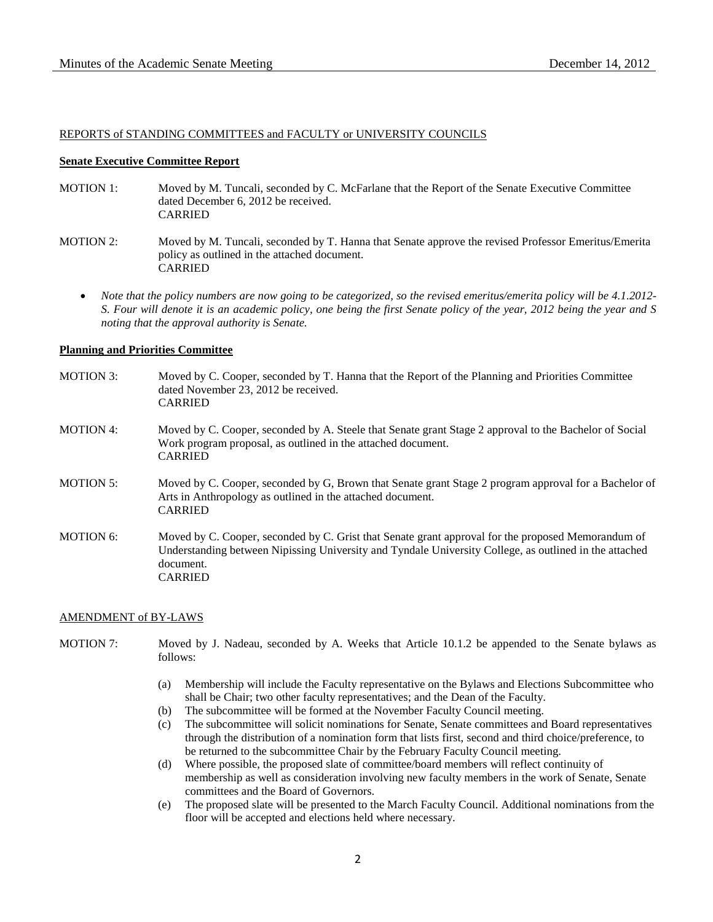## REPORTS of STANDING COMMITTEES and FACULTY or UNIVERSITY COUNCILS

### Senate Executive Committee Report

MOTION 1: Moved by M. Tuncali, seconded by C. McFarlane that the Report of the Senate Executive Committee dated December 6, 2012 be received.
CARRIED

MOTION 2: Moved by M. Tuncali, seconded by T. Hanna that Senate approve the revised Professor Emeritus/Emerita policy as outlined in the attached document.
CARRIED

- *Note that the policy numbers are now going to be categorized, so the revised emeritus/emerita policy will be 4.1.2012-S. Four will denote it is an academic policy, one being the first Senate policy of the year, 2012 being the year and S noting that the approval authority is Senate.*

### Planning and Priorities Committee

MOTION 3: Moved by C. Cooper, seconded by T. Hanna that the Report of the Planning and Priorities Committee dated November 23, 2012 be received.
CARRIED

MOTION 4: Moved by C. Cooper, seconded by A. Steele that Senate grant Stage 2 approval to the Bachelor of Social Work program proposal, as outlined in the attached document.
CARRIED

MOTION 5: Moved by C. Cooper, seconded by G, Brown that Senate grant Stage 2 program approval for a Bachelor of Arts in Anthropology as outlined in the attached document.
CARRIED

MOTION 6: Moved by C. Cooper, seconded by C. Grist that Senate grant approval for the proposed Memorandum of Understanding between Nipissing University and Tyndale University College, as outlined in the attached document.
CARRIED

## AMENDMENT of BY-LAWS

MOTION 7: Moved by J. Nadeau, seconded by A. Weeks that Article 10.1.2 be appended to the Senate bylaws as follows:

(a) Membership will include the Faculty representative on the Bylaws and Elections Subcommittee who shall be Chair; two other faculty representatives; and the Dean of the Faculty.
(b) The subcommittee will be formed at the November Faculty Council meeting.
(c) The subcommittee will solicit nominations for Senate, Senate committees and Board representatives through the distribution of a nomination form that lists first, second and third choice/preference, to be returned to the subcommittee Chair by the February Faculty Council meeting.
(d) Where possible, the proposed slate of committee/board members will reflect continuity of membership as well as consideration involving new faculty members in the work of Senate, Senate committees and the Board of Governors.
(e) The proposed slate will be presented to the March Faculty Council. Additional nominations from the floor will be accepted and elections held where necessary.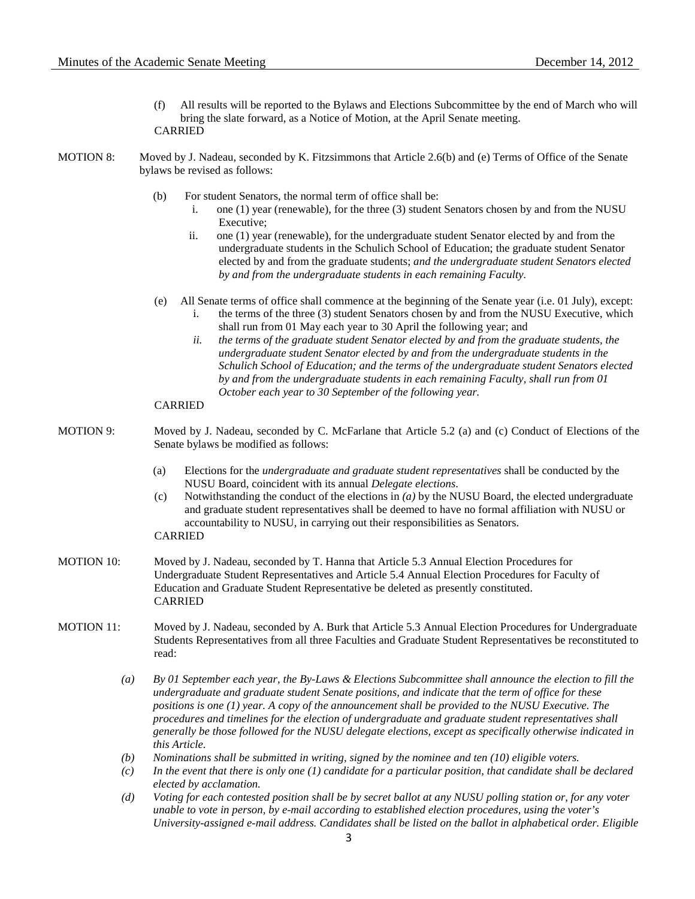(f) All results will be reported to the Bylaws and Elections Subcommittee by the end of March who will bring the slate forward, as a Notice of Motion, at the April Senate meeting.

CARRIED

MOTION 8: Moved by J. Nadeau, seconded by K. Fitzsimmons that Article 2.6(b) and (e) Terms of Office of the Senate bylaws be revised as follows:

(b) For student Senators, the normal term of office shall be:

i. one (1) year (renewable), for the three (3) student Senators chosen by and from the NUSU Executive;

ii. one (1) year (renewable), for the undergraduate student Senator elected by and from the undergraduate students in the Schulich School of Education; the graduate student Senator elected by and from the graduate students; *and the undergraduate student Senators elected by and from the undergraduate students in each remaining Faculty*.

(e) All Senate terms of office shall commence at the beginning of the Senate year (i.e. 01 July), except:

i. the terms of the three (3) student Senators chosen by and from the NUSU Executive, which shall run from 01 May each year to 30 April the following year; and

*ii. the terms of the graduate student Senator elected by and from the graduate students, the undergraduate student Senator elected by and from the undergraduate students in the Schulich School of Education; and the terms of the undergraduate student Senators elected by and from the undergraduate students in each remaining Faculty, shall run from 01 October each year to 30 September of the following year.*

CARRIED

MOTION 9: Moved by J. Nadeau, seconded by C. McFarlane that Article 5.2 (a) and (c) Conduct of Elections of the Senate bylaws be modified as follows:

(a) Elections for the *undergraduate and graduate student representatives* shall be conducted by the NUSU Board, coincident with its annual *Delegate elections*.

(c) Notwithstanding the conduct of the elections in *(a)* by the NUSU Board, the elected undergraduate and graduate student representatives shall be deemed to have no formal affiliation with NUSU or accountability to NUSU, in carrying out their responsibilities as Senators.

CARRIED

MOTION 10: Moved by J. Nadeau, seconded by T. Hanna that Article 5.3 Annual Election Procedures for Undergraduate Student Representatives and Article 5.4 Annual Election Procedures for Faculty of Education and Graduate Student Representative be deleted as presently constituted.

CARRIED

MOTION 11: Moved by J. Nadeau, seconded by A. Burk that Article 5.3 Annual Election Procedures for Undergraduate Students Representatives from all three Faculties and Graduate Student Representatives be reconstituted to read:

*(a) By 01 September each year, the By-Laws & Elections Subcommittee shall announce the election to fill the undergraduate and graduate student Senate positions, and indicate that the term of office for these positions is one (1) year. A copy of the announcement shall be provided to the NUSU Executive. The procedures and timelines for the election of undergraduate and graduate student representatives shall generally be those followed for the NUSU delegate elections, except as specifically otherwise indicated in this Article.*

*(b) Nominations shall be submitted in writing, signed by the nominee and ten (10) eligible voters.*

*(c) In the event that there is only one (1) candidate for a particular position, that candidate shall be declared elected by acclamation.*

*(d) Voting for each contested position shall be by secret ballot at any NUSU polling station or, for any voter unable to vote in person, by e-mail according to established election procedures, using the voter's University-assigned e-mail address. Candidates shall be listed on the ballot in alphabetical order. Eligible*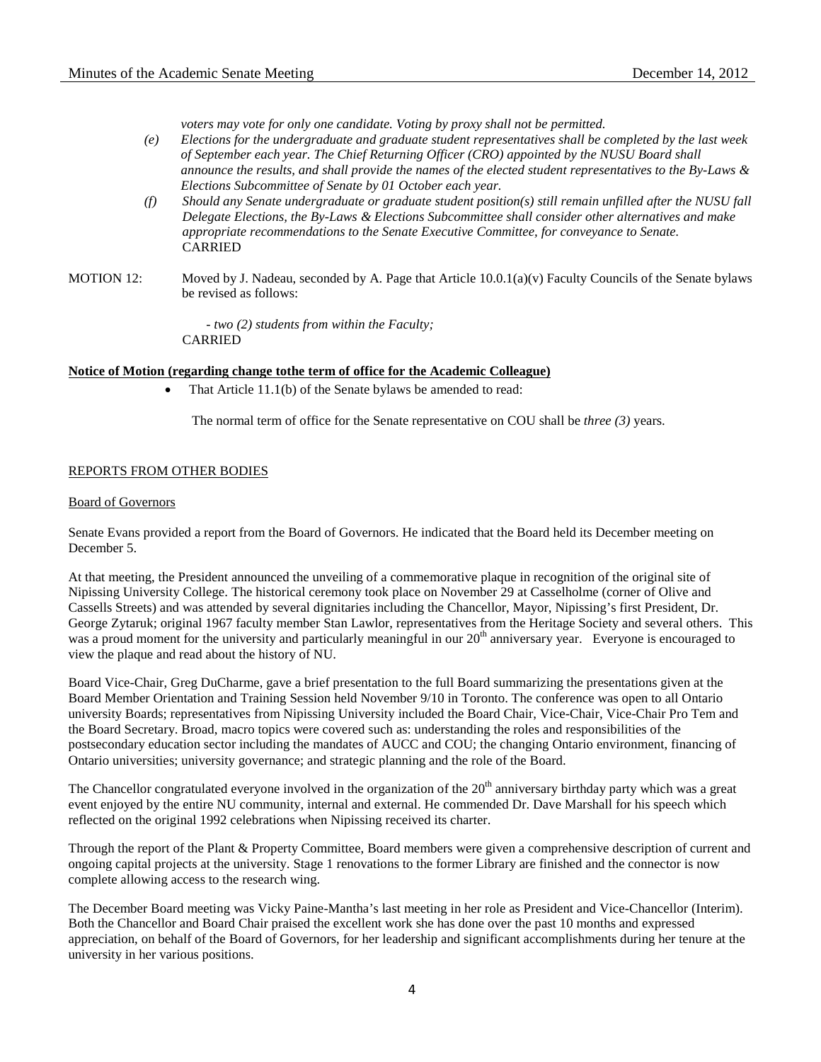*voters may vote for only one candidate. Voting by proxy shall not be permitted.*

*(e) Elections for the undergraduate and graduate student representatives shall be completed by the last week of September each year. The Chief Returning Officer (CRO) appointed by the NUSU Board shall announce the results, and shall provide the names of the elected student representatives to the By-Laws & Elections Subcommittee of Senate by 01 October each year.*

*(f) Should any Senate undergraduate or graduate student position(s) still remain unfilled after the NUSU fall Delegate Elections, the By-Laws & Elections Subcommittee shall consider other alternatives and make appropriate recommendations to the Senate Executive Committee, for conveyance to Senate.*

CARRIED

MOTION 12: Moved by J. Nadeau, seconded by A. Page that Article 10.0.1(a)(v) Faculty Councils of the Senate bylaws be revised as follows:

*- two (2) students from within the Faculty;*

CARRIED

**Notice of Motion (regarding change tothe term of office for the Academic Colleague)**

- That Article 11.1(b) of the Senate bylaws be amended to read:

  The normal term of office for the Senate representative on COU shall be *three (3)* years.

REPORTS FROM OTHER BODIES

Board of Governors

Senate Evans provided a report from the Board of Governors. He indicated that the Board held its December meeting on December 5.

At that meeting, the President announced the unveiling of a commemorative plaque in recognition of the original site of Nipissing University College. The historical ceremony took place on November 29 at Casselholme (corner of Olive and Cassells Streets) and was attended by several dignitaries including the Chancellor, Mayor, Nipissing's first President, Dr. George Zytaruk; original 1967 faculty member Stan Lawlor, representatives from the Heritage Society and several others. This was a proud moment for the university and particularly meaningful in our 20th anniversary year. Everyone is encouraged to view the plaque and read about the history of NU.

Board Vice-Chair, Greg DuCharme, gave a brief presentation to the full Board summarizing the presentations given at the Board Member Orientation and Training Session held November 9/10 in Toronto. The conference was open to all Ontario university Boards; representatives from Nipissing University included the Board Chair, Vice-Chair, Vice-Chair Pro Tem and the Board Secretary. Broad, macro topics were covered such as: understanding the roles and responsibilities of the postsecondary education sector including the mandates of AUCC and COU; the changing Ontario environment, financing of Ontario universities; university governance; and strategic planning and the role of the Board.

The Chancellor congratulated everyone involved in the organization of the 20th anniversary birthday party which was a great event enjoyed by the entire NU community, internal and external. He commended Dr. Dave Marshall for his speech which reflected on the original 1992 celebrations when Nipissing received its charter.

Through the report of the Plant & Property Committee, Board members were given a comprehensive description of current and ongoing capital projects at the university. Stage 1 renovations to the former Library are finished and the connector is now complete allowing access to the research wing.

The December Board meeting was Vicky Paine-Mantha's last meeting in her role as President and Vice-Chancellor (Interim). Both the Chancellor and Board Chair praised the excellent work she has done over the past 10 months and expressed appreciation, on behalf of the Board of Governors, for her leadership and significant accomplishments during her tenure at the university in her various positions.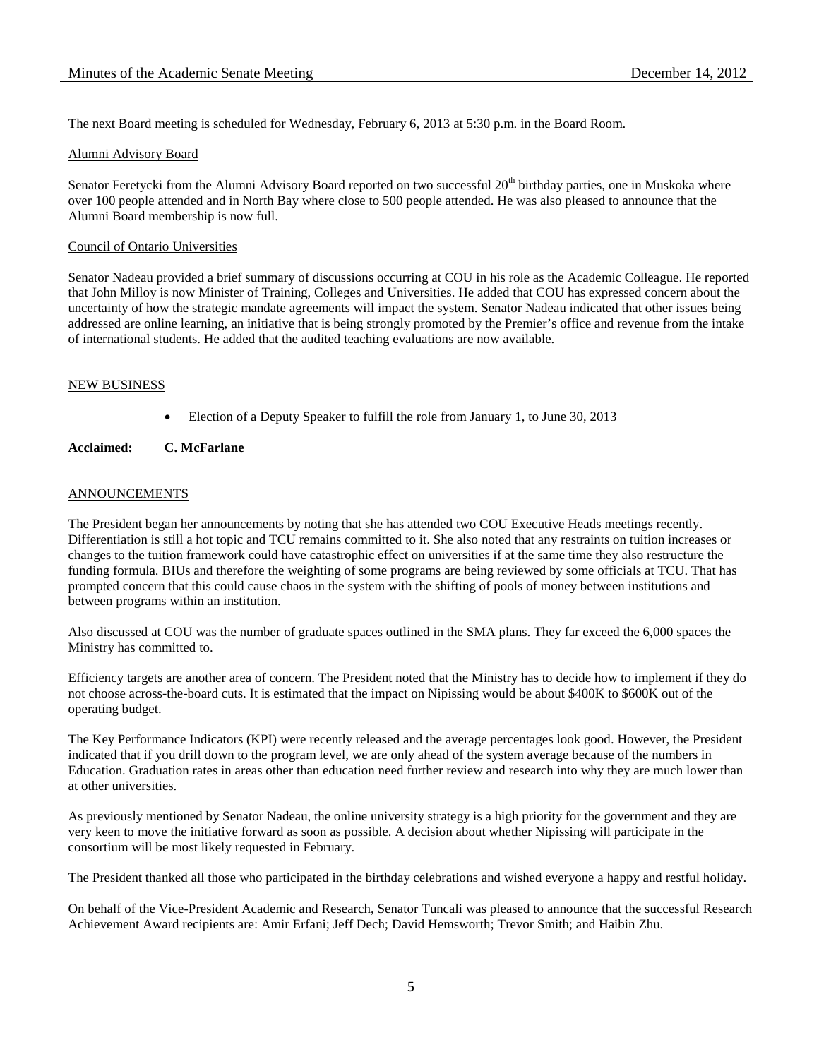The next Board meeting is scheduled for Wednesday, February 6, 2013 at 5:30 p.m. in the Board Room.

Alumni Advisory Board

Senator Feretycki from the Alumni Advisory Board reported on two successful 20th birthday parties, one in Muskoka where over 100 people attended and in North Bay where close to 500 people attended. He was also pleased to announce that the Alumni Board membership is now full.

Council of Ontario Universities

Senator Nadeau provided a brief summary of discussions occurring at COU in his role as the Academic Colleague. He reported that John Milloy is now Minister of Training, Colleges and Universities. He added that COU has expressed concern about the uncertainty of how the strategic mandate agreements will impact the system. Senator Nadeau indicated that other issues being addressed are online learning, an initiative that is being strongly promoted by the Premier's office and revenue from the intake of international students. He added that the audited teaching evaluations are now available.

## NEW BUSINESS

- Election of a Deputy Speaker to fulfill the role from January 1, to June 30, 2013

**Acclaimed: C. McFarlane**

## ANNOUNCEMENTS

The President began her announcements by noting that she has attended two COU Executive Heads meetings recently. Differentiation is still a hot topic and TCU remains committed to it. She also noted that any restraints on tuition increases or changes to the tuition framework could have catastrophic effect on universities if at the same time they also restructure the funding formula. BIUs and therefore the weighting of some programs are being reviewed by some officials at TCU. That has prompted concern that this could cause chaos in the system with the shifting of pools of money between institutions and between programs within an institution.

Also discussed at COU was the number of graduate spaces outlined in the SMA plans. They far exceed the 6,000 spaces the Ministry has committed to.

Efficiency targets are another area of concern. The President noted that the Ministry has to decide how to implement if they do not choose across-the-board cuts. It is estimated that the impact on Nipissing would be about $400K to $600K out of the operating budget.

The Key Performance Indicators (KPI) were recently released and the average percentages look good. However, the President indicated that if you drill down to the program level, we are only ahead of the system average because of the numbers in Education. Graduation rates in areas other than education need further review and research into why they are much lower than at other universities.

As previously mentioned by Senator Nadeau, the online university strategy is a high priority for the government and they are very keen to move the initiative forward as soon as possible. A decision about whether Nipissing will participate in the consortium will be most likely requested in February.

The President thanked all those who participated in the birthday celebrations and wished everyone a happy and restful holiday.

On behalf of the Vice-President Academic and Research, Senator Tuncali was pleased to announce that the successful Research Achievement Award recipients are: Amir Erfani; Jeff Dech; David Hemsworth; Trevor Smith; and Haibin Zhu.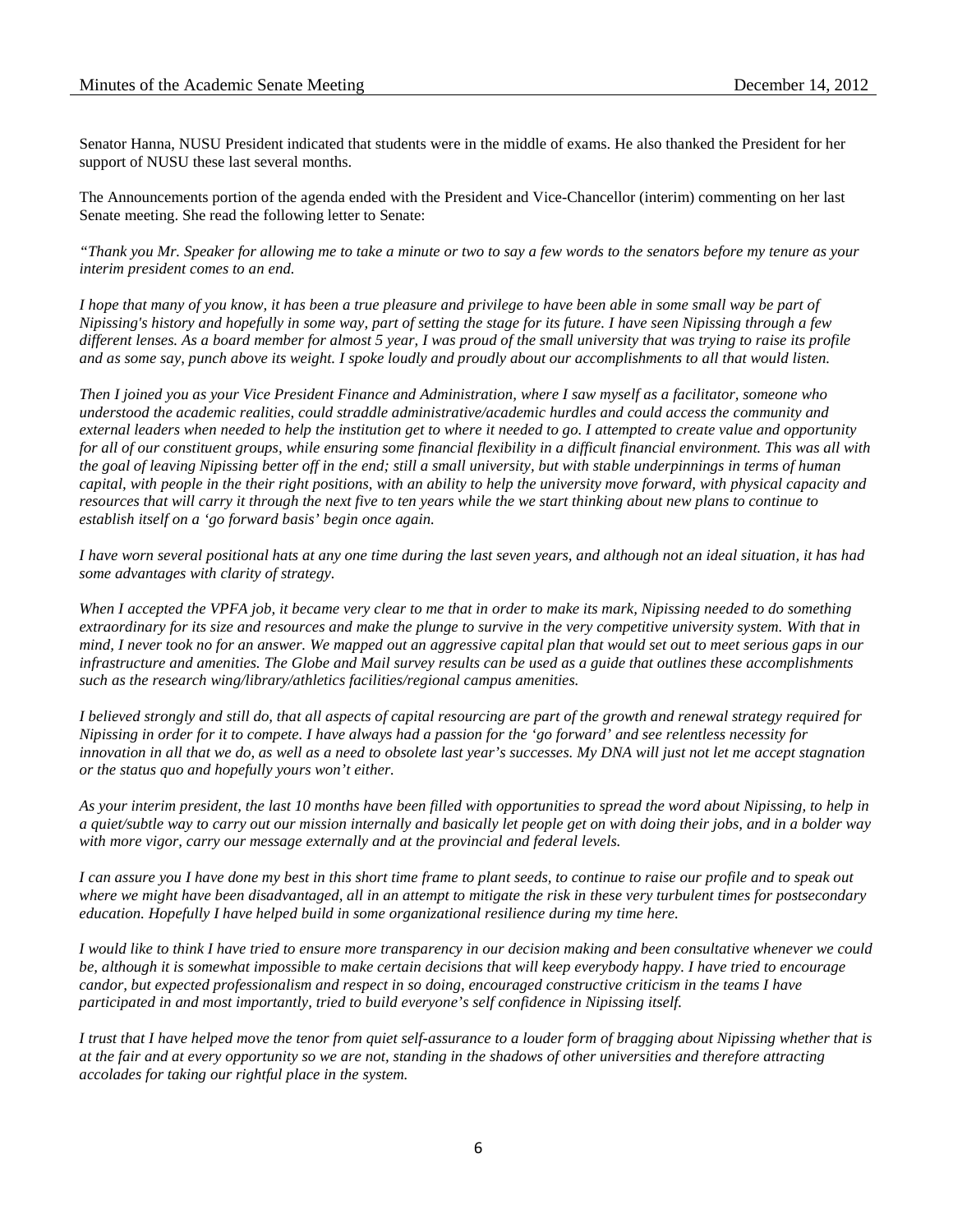Senator Hanna, NUSU President indicated that students were in the middle of exams. He also thanked the President for her support of NUSU these last several months.

The Announcements portion of the agenda ended with the President and Vice-Chancellor (interim) commenting on her last Senate meeting. She read the following letter to Senate:

*"Thank you Mr. Speaker for allowing me to take a minute or two to say a few words to the senators before my tenure as your interim president comes to an end.*

*I hope that many of you know, it has been a true pleasure and privilege to have been able in some small way be part of Nipissing's history and hopefully in some way, part of setting the stage for its future. I have seen Nipissing through a few different lenses. As a board member for almost 5 year, I was proud of the small university that was trying to raise its profile and as some say, punch above its weight. I spoke loudly and proudly about our accomplishments to all that would listen.*

*Then I joined you as your Vice President Finance and Administration, where I saw myself as a facilitator, someone who understood the academic realities, could straddle administrative/academic hurdles and could access the community and external leaders when needed to help the institution get to where it needed to go. I attempted to create value and opportunity for all of our constituent groups, while ensuring some financial flexibility in a difficult financial environment. This was all with the goal of leaving Nipissing better off in the end; still a small university, but with stable underpinnings in terms of human capital, with people in the their right positions, with an ability to help the university move forward, with physical capacity and resources that will carry it through the next five to ten years while the we start thinking about new plans to continue to establish itself on a 'go forward basis' begin once again.*

*I have worn several positional hats at any one time during the last seven years, and although not an ideal situation, it has had some advantages with clarity of strategy.*

*When I accepted the VPFA job, it became very clear to me that in order to make its mark, Nipissing needed to do something extraordinary for its size and resources and make the plunge to survive in the very competitive university system. With that in mind, I never took no for an answer. We mapped out an aggressive capital plan that would set out to meet serious gaps in our infrastructure and amenities. The Globe and Mail survey results can be used as a guide that outlines these accomplishments such as the research wing/library/athletics facilities/regional campus amenities.*

*I believed strongly and still do, that all aspects of capital resourcing are part of the growth and renewal strategy required for Nipissing in order for it to compete. I have always had a passion for the 'go forward' and see relentless necessity for innovation in all that we do, as well as a need to obsolete last year's successes. My DNA will just not let me accept stagnation or the status quo and hopefully yours won't either.*

*As your interim president, the last 10 months have been filled with opportunities to spread the word about Nipissing, to help in a quiet/subtle way to carry out our mission internally and basically let people get on with doing their jobs, and in a bolder way with more vigor, carry our message externally and at the provincial and federal levels.*

*I can assure you I have done my best in this short time frame to plant seeds, to continue to raise our profile and to speak out where we might have been disadvantaged, all in an attempt to mitigate the risk in these very turbulent times for postsecondary education. Hopefully I have helped build in some organizational resilience during my time here.*

*I would like to think I have tried to ensure more transparency in our decision making and been consultative whenever we could be, although it is somewhat impossible to make certain decisions that will keep everybody happy. I have tried to encourage candor, but expected professionalism and respect in so doing, encouraged constructive criticism in the teams I have participated in and most importantly, tried to build everyone's self confidence in Nipissing itself.*

*I trust that I have helped move the tenor from quiet self-assurance to a louder form of bragging about Nipissing whether that is at the fair and at every opportunity so we are not, standing in the shadows of other universities and therefore attracting accolades for taking our rightful place in the system.*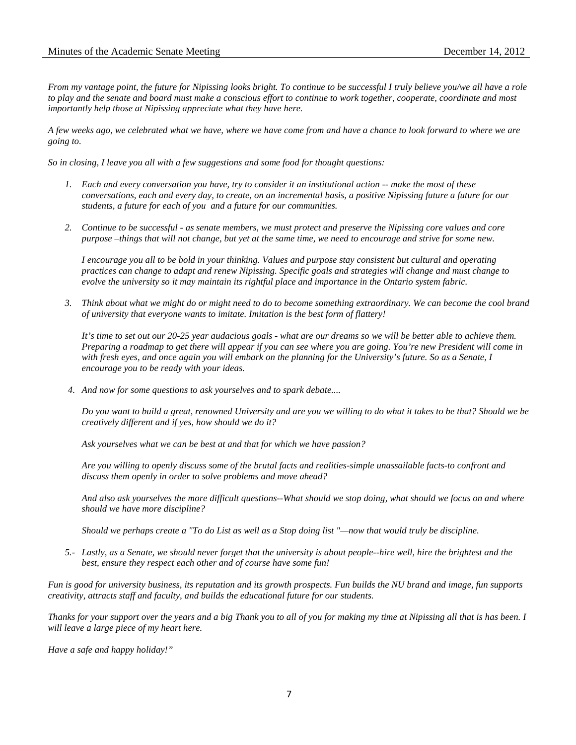*From my vantage point, the future for Nipissing looks bright. To continue to be successful I truly believe you/we all have a role to play and the senate and board must make a conscious effort to continue to work together, cooperate, coordinate and most importantly help those at Nipissing appreciate what they have here.*

*A few weeks ago, we celebrated what we have, where we have come from and have a chance to look forward to where we are going to.*

*So in closing, I leave you all with a few suggestions and some food for thought questions:*

1. *Each and every conversation you have, try to consider it an institutional action -- make the most of these conversations, each and every day, to create, on an incremental basis, a positive Nipissing future a future for our students, a future for each of you and a future for our communities.*

2. *Continue to be successful - as senate members, we must protect and preserve the Nipissing core values and core purpose –things that will not change, but yet at the same time, we need to encourage and strive for some new.*

   *I encourage you all to be bold in your thinking. Values and purpose stay consistent but cultural and operating practices can change to adapt and renew Nipissing. Specific goals and strategies will change and must change to evolve the university so it may maintain its rightful place and importance in the Ontario system fabric.*

3. *Think about what we might do or might need to do to become something extraordinary. We can become the cool brand of university that everyone wants to imitate. Imitation is the best form of flattery!*

   *It's time to set out our 20-25 year audacious goals - what are our dreams so we will be better able to achieve them. Preparing a roadmap to get there will appear if you can see where you are going. You're new President will come in with fresh eyes, and once again you will embark on the planning for the University's future. So as a Senate, I encourage you to be ready with your ideas.*

4. *And now for some questions to ask yourselves and to spark debate....*

   *Do you want to build a great, renowned University and are you we willing to do what it takes to be that? Should we be creatively different and if yes, how should we do it?*

   *Ask yourselves what we can be best at and that for which we have passion?*

   *Are you willing to openly discuss some of the brutal facts and realities-simple unassailable facts-to confront and discuss them openly in order to solve problems and move ahead?*

   *And also ask yourselves the more difficult questions--What should we stop doing, what should we focus on and where should we have more discipline?*

   *Should we perhaps create a "To do List as well as a Stop doing list "—now that would truly be discipline.*

5.- *Lastly, as a Senate, we should never forget that the university is about people--hire well, hire the brightest and the best, ensure they respect each other and of course have some fun!*

*Fun is good for university business, its reputation and its growth prospects. Fun builds the NU brand and image, fun supports creativity, attracts staff and faculty, and builds the educational future for our students.*

*Thanks for your support over the years and a big Thank you to all of you for making my time at Nipissing all that is has been. I will leave a large piece of my heart here.*

*Have a safe and happy holiday!"*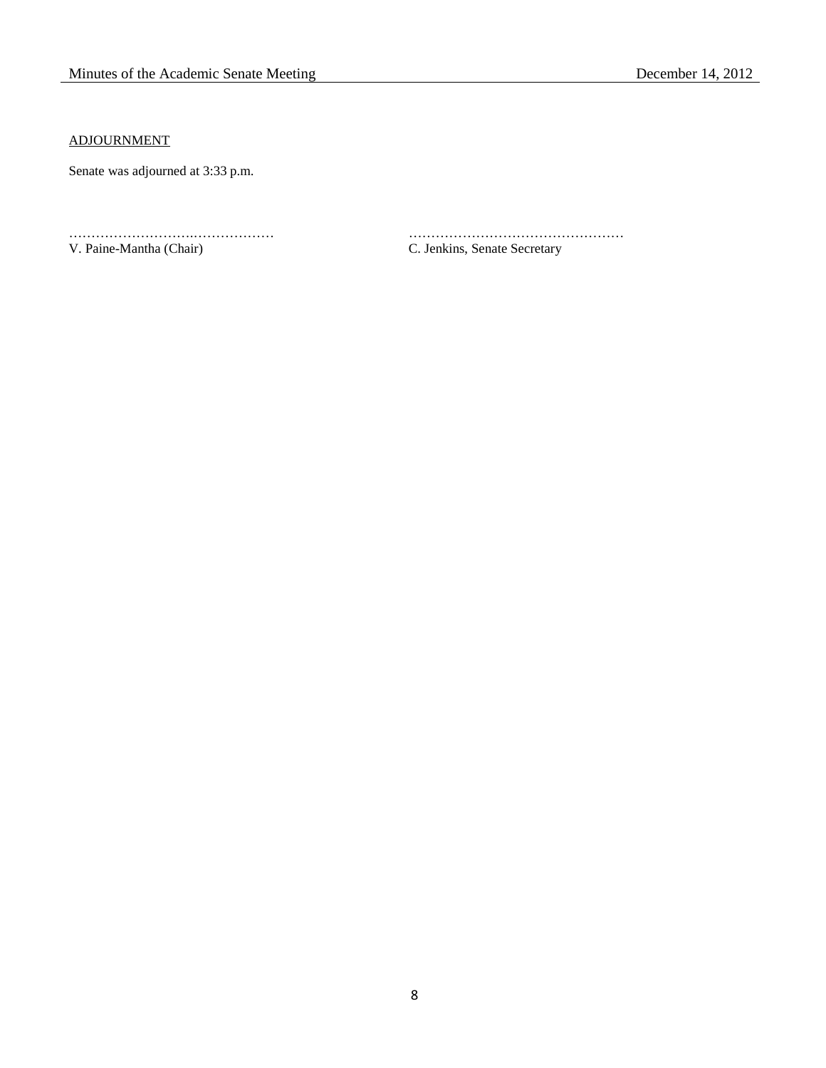ADJOURNMENT

Senate was adjourned at 3:33 p.m.

……………………….………………
V. Paine-Mantha (Chair)

…………………………………………
C. Jenkins, Senate Secretary